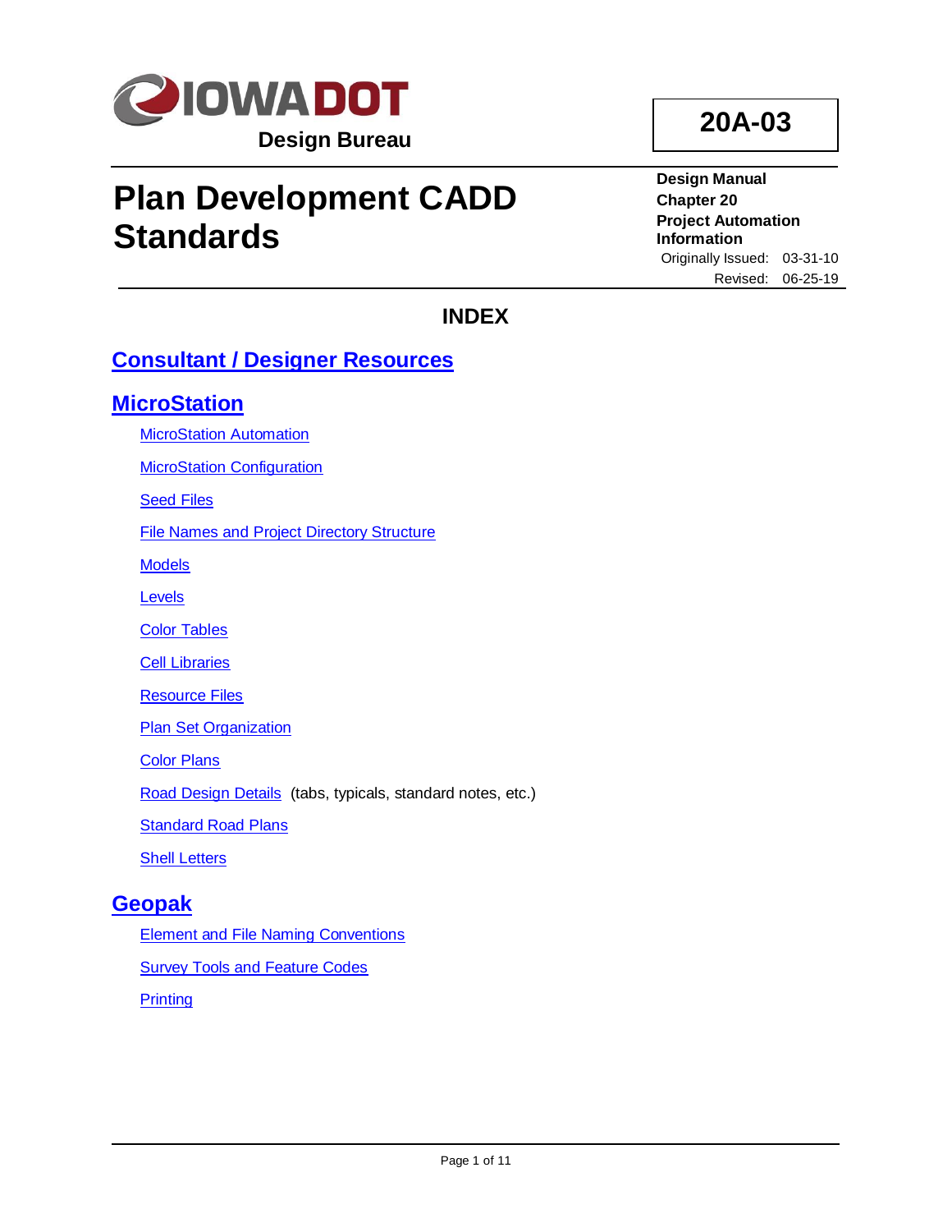IOWA DOT

Design Bureau

**20A-03**

# Plan Development CADD Standards

**Design Manual**
**Chapter 20**
**Project Automation Information**

Originally Issued: 03-31-10
Revised: 06-25-19

## INDEX

## Consultant / Designer Resources

## MicroStation

- MicroStation Automation
- MicroStation Configuration
- Seed Files
- File Names and Project Directory Structure
- Models
- Levels
- Color Tables
- Cell Libraries
- Resource Files
- Plan Set Organization
- Color Plans
- Road Design Details (tabs, typicals, standard notes, etc.)
- Standard Road Plans
- Shell Letters

## Geopak

- Element and File Naming Conventions
- Survey Tools and Feature Codes
- Printing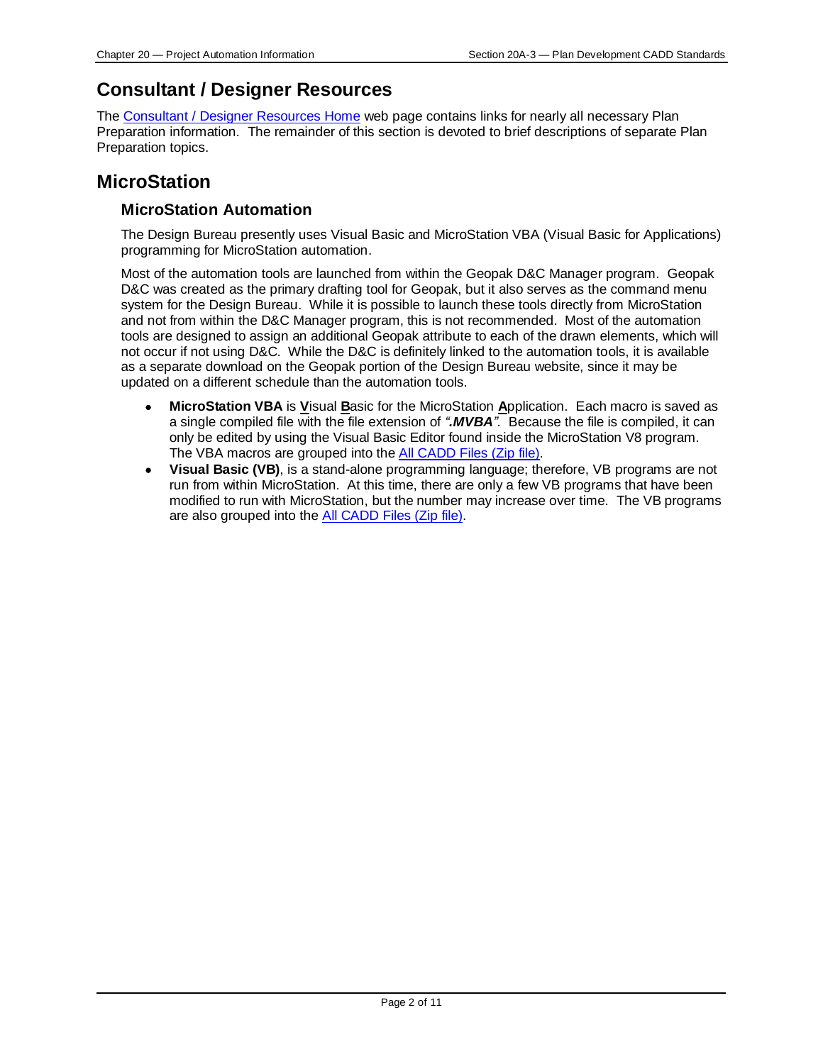## Consultant / Designer Resources

The Consultant / Designer Resources Home web page contains links for nearly all necessary Plan Preparation information. The remainder of this section is devoted to brief descriptions of separate Plan Preparation topics.

## MicroStation

### MicroStation Automation

The Design Bureau presently uses Visual Basic and MicroStation VBA (Visual Basic for Applications) programming for MicroStation automation.

Most of the automation tools are launched from within the Geopak D&C Manager program. Geopak D&C was created as the primary drafting tool for Geopak, but it also serves as the command menu system for the Design Bureau. While it is possible to launch these tools directly from MicroStation and not from within the D&C Manager program, this is not recommended. Most of the automation tools are designed to assign an additional Geopak attribute to each of the drawn elements, which will not occur if not using D&C. While the D&C is definitely linked to the automation tools, it is available as a separate download on the Geopak portion of the Design Bureau website, since it may be updated on a different schedule than the automation tools.

- **MicroStation VBA** is **V**isual **B**asic for the MicroStation **A**pplication. Each macro is saved as a single compiled file with the file extension of *"**.MVBA**"*. Because the file is compiled, it can only be edited by using the Visual Basic Editor found inside the MicroStation V8 program. The VBA macros are grouped into the All CADD Files (Zip file).
- **Visual Basic (VB)**, is a stand-alone programming language; therefore, VB programs are not run from within MicroStation. At this time, there are only a few VB programs that have been modified to run with MicroStation, but the number may increase over time. The VB programs are also grouped into the All CADD Files (Zip file).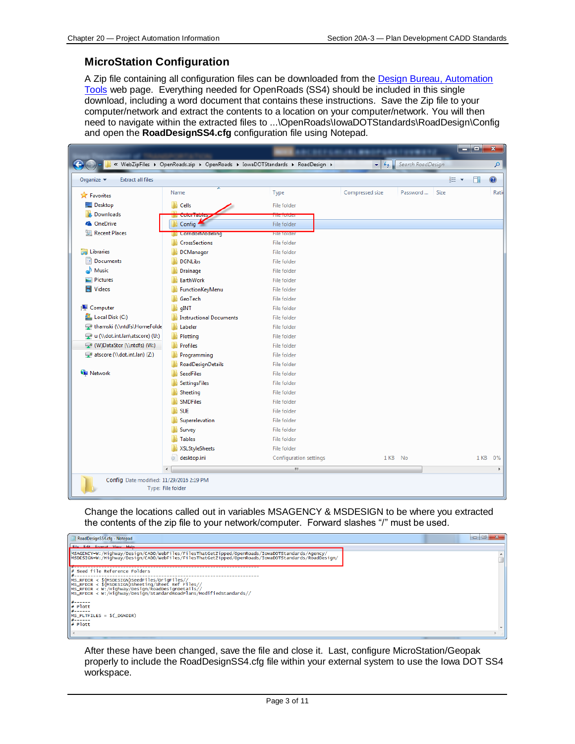## MicroStation Configuration

A Zip file containing all configuration files can be downloaded from the Design Bureau, Automation Tools web page. Everything needed for OpenRoads (SS4) should be included in this single download, including a word document that contains these instructions. Save the Zip file to your computer/network and extract the contents to a location on your computer/network. You will then need to navigate within the extracted files to ...\OpenRoads\IowaDOTStandards\RoadDesign\Config and open the **RoadDesignSS4.cfg** configuration file using Notepad.

Change the locations called out in variables MSAGENCY & MSDESIGN to be where you extracted the contents of the zip file to your network/computer. Forward slashes "/" must be used.

```
MSAGENCY=W:/Highway/Design/CADD/WebFiles/FilesThatGetZipped/OpenRoads/IowaDOTStandards/Agency/
MSDESIGN=W:/Highway/Design/CADD/WebFiles/FilesThatGetZipped/OpenRoads/IowaDOTStandards/RoadDesign/
#----------------------------------------------------------------------
# Seed file Reference Folders
#----------------------------------------------------------------------
MS_RFDIR < $(MSDESIGN)SeedFiles/OrigFiles//
MS_RFDIR < $(MSDESIGN)Sheeting/Sheet Ref Files//
MS_RFDIR < W:/Highway/Design/RoadDesignDetails//
MS_RFDIR < W:/Highway/Design/StandardRoadPlans/ModifiedStandards//

#------
# Plott
#------
MS_PLTFILES = $(_DGNDIR)
#------
# Plott
```

After these have been changed, save the file and close it. Last, configure MicroStation/Geopak properly to include the RoadDesignSS4.cfg file within your external system to use the Iowa DOT SS4 workspace.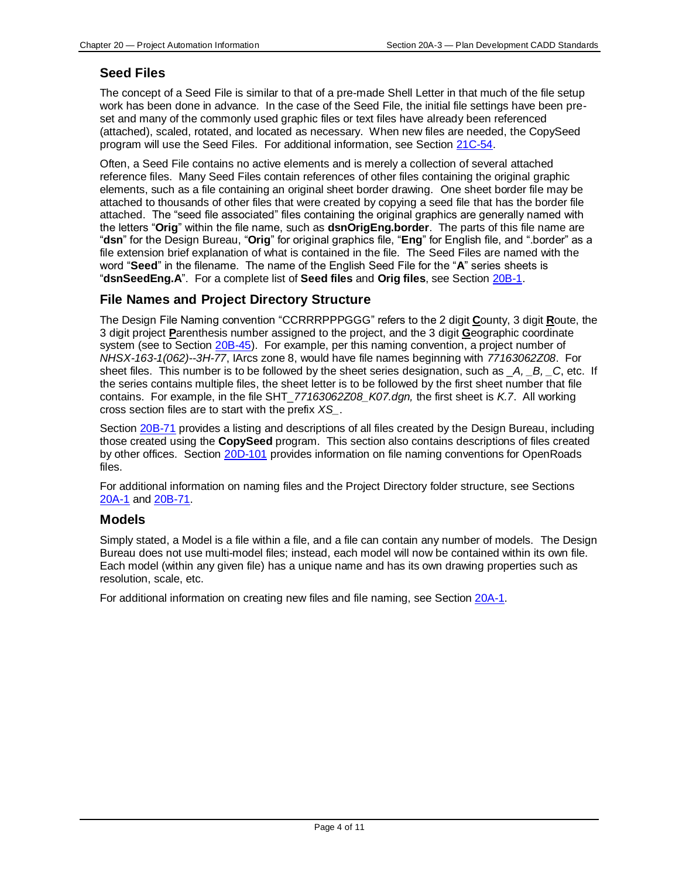## Seed Files

The concept of a Seed File is similar to that of a pre-made Shell Letter in that much of the file setup work has been done in advance. In the case of the Seed File, the initial file settings have been pre-set and many of the commonly used graphic files or text files have already been referenced (attached), scaled, rotated, and located as necessary. When new files are needed, the CopySeed program will use the Seed Files. For additional information, see Section 21C-54.

Often, a Seed File contains no active elements and is merely a collection of several attached reference files. Many Seed Files contain references of other files containing the original graphic elements, such as a file containing an original sheet border drawing. One sheet border file may be attached to thousands of other files that were created by copying a seed file that has the border file attached. The "seed file associated" files containing the original graphics are generally named with the letters "**Orig**" within the file name, such as **dsnOrigEng.border**. The parts of this file name are "**dsn**" for the Design Bureau, "**Orig**" for original graphics file, "**Eng**" for English file, and ".border" as a file extension brief explanation of what is contained in the file. The Seed Files are named with the word "**Seed**" in the filename. The name of the English Seed File for the "**A**" series sheets is "**dsnSeedEng.A**". For a complete list of **Seed files** and **Orig files**, see Section 20B-1.

## File Names and Project Directory Structure

The Design File Naming convention "CCRRRPPPGGG" refers to the 2 digit **C**ounty, 3 digit **R**oute, the 3 digit project **P**arenthesis number assigned to the project, and the 3 digit **G**eographic coordinate system (see to Section 20B-45). For example, per this naming convention, a project number of *NHSX-163-1(062)--3H-77*, IArcs zone 8, would have file names beginning with *77163062Z08*. For sheet files. This number is to be followed by the sheet series designation, such as *_A, _B, _C*, etc. If the series contains multiple files, the sheet letter is to be followed by the first sheet number that file contains. For example, in the file SHT_*77163062Z08_K07.dgn,* the first sheet is *K.7*. All working cross section files are to start with the prefix *XS_*.

Section 20B-71 provides a listing and descriptions of all files created by the Design Bureau, including those created using the **CopySeed** program. This section also contains descriptions of files created by other offices. Section 20D-101 provides information on file naming conventions for OpenRoads files.

For additional information on naming files and the Project Directory folder structure, see Sections 20A-1 and 20B-71.

## Models

Simply stated, a Model is a file within a file, and a file can contain any number of models. The Design Bureau does not use multi-model files; instead, each model will now be contained within its own file. Each model (within any given file) has a unique name and has its own drawing properties such as resolution, scale, etc.

For additional information on creating new files and file naming, see Section 20A-1.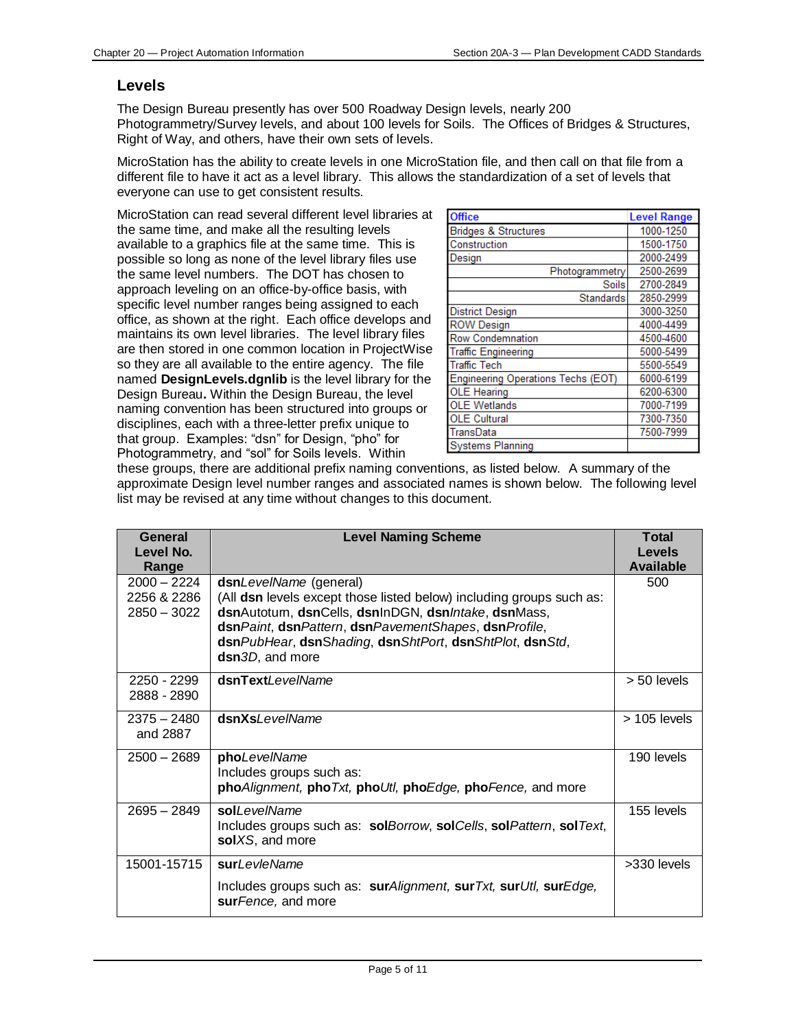## Levels

The Design Bureau presently has over 500 Roadway Design levels, nearly 200 Photogrammetry/Survey levels, and about 100 levels for Soils. The Offices of Bridges & Structures, Right of Way, and others, have their own sets of levels.

MicroStation has the ability to create levels in one MicroStation file, and then call on that file from a different file to have it act as a level library. This allows the standardization of a set of levels that everyone can use to get consistent results.

MicroStation can read several different level libraries at the same time, and make all the resulting levels available to a graphics file at the same time. This is possible so long as none of the level library files use the same level numbers. The DOT has chosen to approach leveling on an office-by-office basis, with specific level number ranges being assigned to each office, as shown at the right. Each office develops and maintains its own level libraries. The level library files are then stored in one common location in ProjectWise so they are all available to the entire agency. The file named **DesignLevels.dgnlib** is the level library for the Design Bureau**.** Within the Design Bureau, the level naming convention has been structured into groups or disciplines, each with a three-letter prefix unique to that group. Examples: "dsn" for Design, "pho" for Photogrammetry, and "sol" for Soils levels. Within these groups, there are additional prefix naming conventions, as listed below. A summary of the approximate Design level number ranges and associated names is shown below. The following level list may be revised at any time without changes to this document.

| Office | Level Range |
|---|---|
| Bridges & Structures | 1000-1250 |
| Construction | 1500-1750 |
| Design | 2000-2499 |
| Photogrammetry | 2500-2699 |
| Soils | 2700-2849 |
| Standards | 2850-2999 |
| District Design | 3000-3250 |
| ROW Design | 4000-4499 |
| Row Condemnation | 4500-4600 |
| Traffic Engineering | 5000-5499 |
| Traffic Tech | 5500-5549 |
| Engineering Operations Techs (EOT) | 6000-6199 |
| OLE Hearing | 6200-6300 |
| OLE Wetlands | 7000-7199 |
| OLE Cultural | 7300-7350 |
| TransData | 7500-7999 |
| Systems Planning | |

| General Level No. Range | Level Naming Scheme | Total Levels Available |
|---|---|---|
| 2000 – 2224<br>2256 & 2286<br>2850 – 3022 | **dsn***LevelName* (general)<br>(All **dsn** levels except those listed below) including groups such as: **dsn**Autoturn, **dsn**Cells, **dsn**InDGN, **dsn***Intake*, **dsn**Mass, **dsn***Paint*, **dsn***Pattern*, **dsn***PavementShapes*, **dsn***Profile*, **dsn***PubHear*, **dsn***Shading*, **dsn***ShtPort*, **dsn***ShtPlot*, **dsn***Std*, **dsn***3D*, and more | 500 |
| 2250 - 2299<br>2888 - 2890 | **dsnText***LevelName* | > 50 levels |
| 2375 – 2480 and 2887 | **dsnXs***LevelName* | > 105 levels |
| 2500 – 2689 | **pho***LevelName*<br>Includes groups such as:<br>**pho***Alignment,* **pho***Txt,* **pho***Utl,* **pho***Edge,* **pho***Fence,* and more | 190 levels |
| 2695 – 2849 | **sol***LevelName*<br>Includes groups such as: **sol***Borrow*, **sol***Cells*, **sol***Pattern*, **sol***Text*, **sol***XS*, and more | 155 levels |
| 15001-15715 | **sur***LevleName*<br>Includes groups such as: **sur***Alignment,* **sur***Txt,* **sur***Utl,* **sur***Edge,* **sur***Fence,* and more | >330 levels |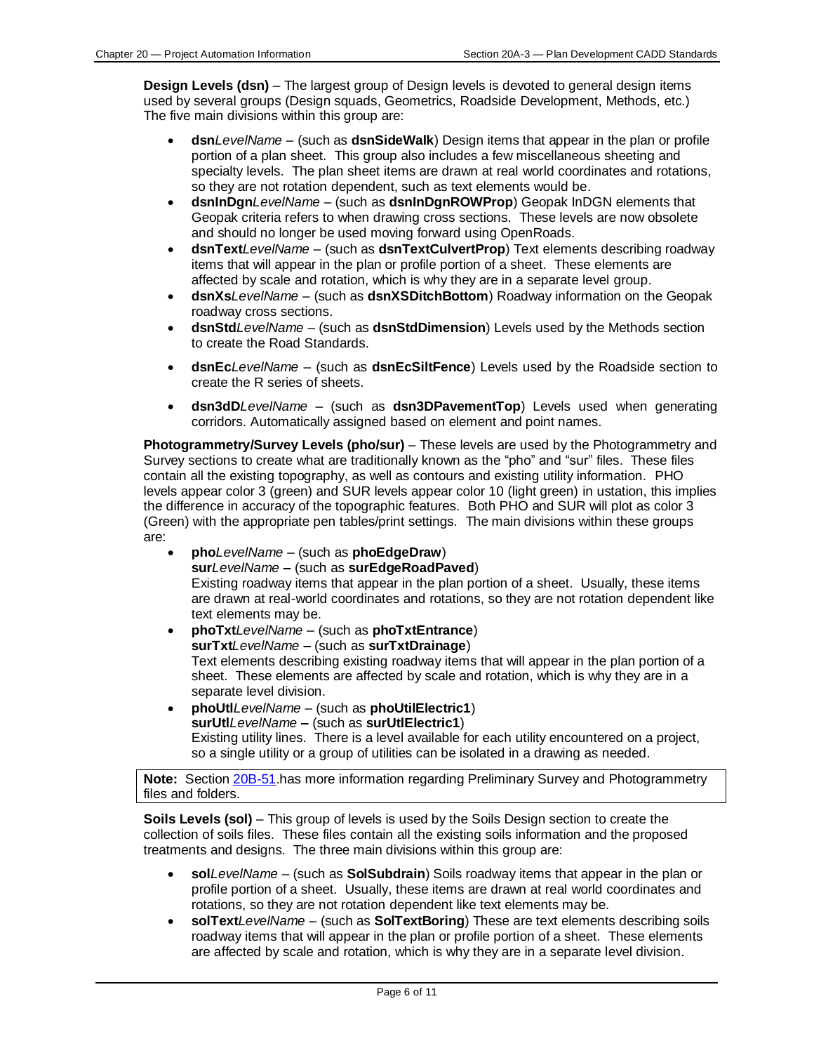**Design Levels (dsn)** – The largest group of Design levels is devoted to general design items used by several groups (Design squads, Geometrics, Roadside Development, Methods, etc.) The five main divisions within this group are:

- **dsn***LevelName* – (such as **dsnSideWalk**) Design items that appear in the plan or profile portion of a plan sheet. This group also includes a few miscellaneous sheeting and specialty levels. The plan sheet items are drawn at real world coordinates and rotations, so they are not rotation dependent, such as text elements would be.
- **dsnInDgn***LevelName* – (such as **dsnInDgnROWProp**) Geopak InDGN elements that Geopak criteria refers to when drawing cross sections. These levels are now obsolete and should no longer be used moving forward using OpenRoads.
- **dsnText***LevelName* – (such as **dsnTextCulvertProp**) Text elements describing roadway items that will appear in the plan or profile portion of a sheet. These elements are affected by scale and rotation, which is why they are in a separate level group.
- **dsnXs***LevelName* – (such as **dsnXSDitchBottom**) Roadway information on the Geopak roadway cross sections.
- **dsnStd***LevelName* – (such as **dsnStdDimension**) Levels used by the Methods section to create the Road Standards.
- **dsnEc***LevelName* – (such as **dsnEcSiltFence**) Levels used by the Roadside section to create the R series of sheets.
- **dsn3dD***LevelName* – (such as **dsn3DPavementTop**) Levels used when generating corridors. Automatically assigned based on element and point names.

**Photogrammetry/Survey Levels (pho/sur)** – These levels are used by the Photogrammetry and Survey sections to create what are traditionally known as the "pho" and "sur" files. These files contain all the existing topography, as well as contours and existing utility information. PHO levels appear color 3 (green) and SUR levels appear color 10 (light green) in ustation, this implies the difference in accuracy of the topographic features. Both PHO and SUR will plot as color 3 (Green) with the appropriate pen tables/print settings. The main divisions within these groups are:

- **pho***LevelName* – (such as **phoEdgeDraw**)
  **sur***LevelName* **–** (such as **surEdgeRoadPaved**)
  Existing roadway items that appear in the plan portion of a sheet. Usually, these items are drawn at real-world coordinates and rotations, so they are not rotation dependent like text elements may be.
- **phoTxt***LevelName* – (such as **phoTxtEntrance**)
  **surTxt***LevelName* **–** (such as **surTxtDrainage**)
  Text elements describing existing roadway items that will appear in the plan portion of a sheet. These elements are affected by scale and rotation, which is why they are in a separate level division.
- **phoUtl***LevelName* – (such as **phoUtilElectric1**)
  **surUtl***LevelName* **–** (such as **surUtlElectric1**)
  Existing utility lines. There is a level available for each utility encountered on a project, so a single utility or a group of utilities can be isolated in a drawing as needed.

**Note:** Section 20B-51.has more information regarding Preliminary Survey and Photogrammetry files and folders.

**Soils Levels (sol)** – This group of levels is used by the Soils Design section to create the collection of soils files. These files contain all the existing soils information and the proposed treatments and designs. The three main divisions within this group are:

- **sol***LevelName* – (such as **SolSubdrain**) Soils roadway items that appear in the plan or profile portion of a sheet. Usually, these items are drawn at real world coordinates and rotations, so they are not rotation dependent like text elements may be.
- **solText***LevelName* – (such as **SolTextBoring**) These are text elements describing soils roadway items that will appear in the plan or profile portion of a sheet. These elements are affected by scale and rotation, which is why they are in a separate level division.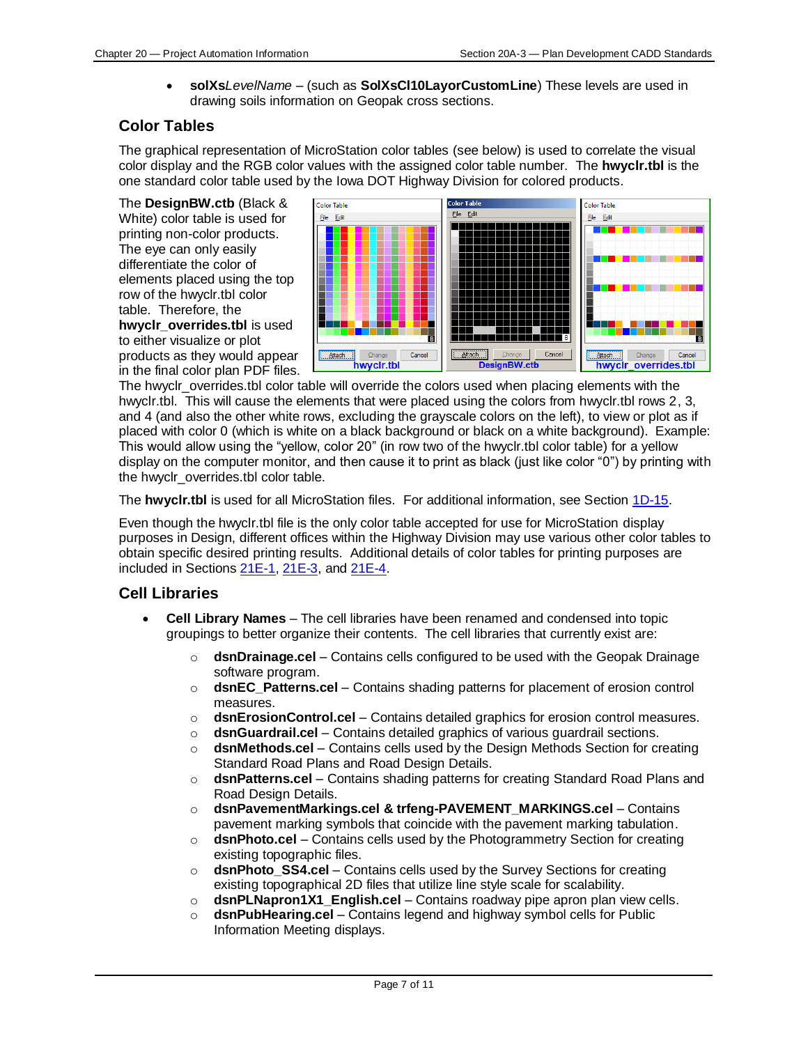- **solXs***LevelName* – (such as **SolXsCl10LayorCustomLine**) These levels are used in drawing soils information on Geopak cross sections.

## Color Tables

The graphical representation of MicroStation color tables (see below) is used to correlate the visual color display and the RGB color values with the assigned color table number. The **hwyclr.tbl** is the one standard color table used by the Iowa DOT Highway Division for colored products.

The **DesignBW.ctb** (Black & White) color table is used for printing non-color products. The eye can only easily differentiate the color of elements placed using the top row of the hwyclr.tbl color table. Therefore, the **hwyclr_overrides.tbl** is used to either visualize or plot products as they would appear in the final color plan PDF files.

hwyclr.tbl | DesignBW.ctb | hwyclr_overrides.tbl

The hwyclr_overrides.tbl color table will override the colors used when placing elements with the hwyclr.tbl. This will cause the elements that were placed using the colors from hwyclr.tbl rows 2, 3, and 4 (and also the other white rows, excluding the grayscale colors on the left), to view or plot as if placed with color 0 (which is white on a black background or black on a white background). Example: This would allow using the "yellow, color 20" (in row two of the hwyclr.tbl color table) for a yellow display on the computer monitor, and then cause it to print as black (just like color "0") by printing with the hwyclr_overrides.tbl color table.

The **hwyclr.tbl** is used for all MicroStation files. For additional information, see Section 1D-15.

Even though the hwyclr.tbl file is the only color table accepted for use for MicroStation display purposes in Design, different offices within the Highway Division may use various other color tables to obtain specific desired printing results. Additional details of color tables for printing purposes are included in Sections 21E-1, 21E-3, and 21E-4.

## Cell Libraries

- **Cell Library Names** – The cell libraries have been renamed and condensed into topic groupings to better organize their contents. The cell libraries that currently exist are:
  - **dsnDrainage.cel** – Contains cells configured to be used with the Geopak Drainage software program.
  - **dsnEC_Patterns.cel** – Contains shading patterns for placement of erosion control measures.
  - **dsnErosionControl.cel** – Contains detailed graphics for erosion control measures.
  - **dsnGuardrail.cel** – Contains detailed graphics of various guardrail sections.
  - **dsnMethods.cel** – Contains cells used by the Design Methods Section for creating Standard Road Plans and Road Design Details.
  - **dsnPatterns.cel** – Contains shading patterns for creating Standard Road Plans and Road Design Details.
  - **dsnPavementMarkings.cel & trfeng-PAVEMENT_MARKINGS.cel** – Contains pavement marking symbols that coincide with the pavement marking tabulation.
  - **dsnPhoto.cel** – Contains cells used by the Photogrammetry Section for creating existing topographic files.
  - **dsnPhoto_SS4.cel** – Contains cells used by the Survey Sections for creating existing topographical 2D files that utilize line style scale for scalability.
  - **dsnPLNapron1X1_English.cel** – Contains roadway pipe apron plan view cells.
  - **dsnPubHearing.cel** – Contains legend and highway symbol cells for Public Information Meeting displays.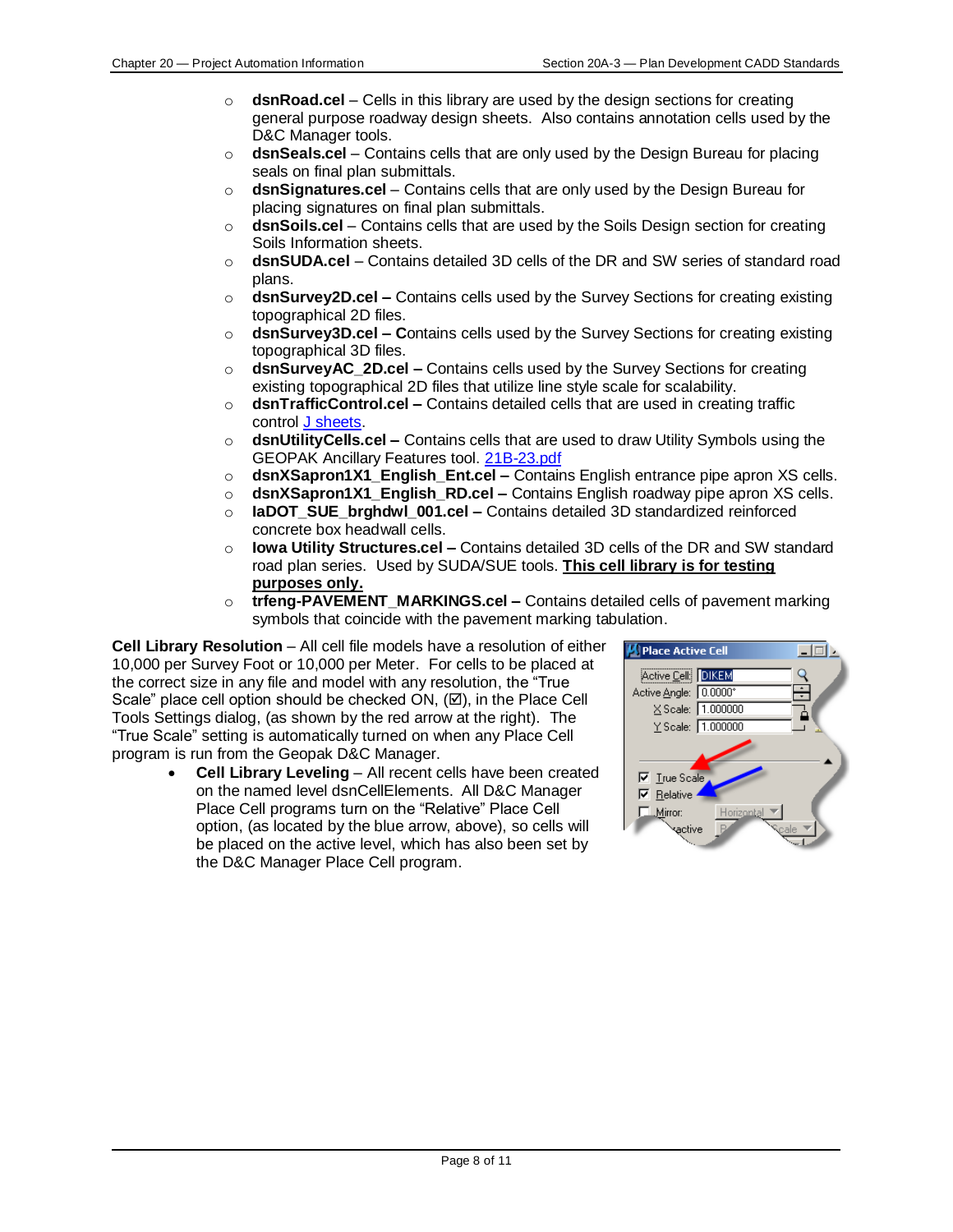- **dsnRoad.cel** – Cells in this library are used by the design sections for creating general purpose roadway design sheets. Also contains annotation cells used by the D&C Manager tools.
- **dsnSeals.cel** – Contains cells that are only used by the Design Bureau for placing seals on final plan submittals.
- **dsnSignatures.cel** – Contains cells that are only used by the Design Bureau for placing signatures on final plan submittals.
- **dsnSoils.cel** – Contains cells that are used by the Soils Design section for creating Soils Information sheets.
- **dsnSUDA.cel** – Contains detailed 3D cells of the DR and SW series of standard road plans.
- **dsnSurvey2D.cel –** Contains cells used by the Survey Sections for creating existing topographical 2D files.
- **dsnSurvey3D.cel – C**ontains cells used by the Survey Sections for creating existing topographical 3D files.
- **dsnSurveyAC_2D.cel –** Contains cells used by the Survey Sections for creating existing topographical 2D files that utilize line style scale for scalability.
- **dsnTrafficControl.cel –** Contains detailed cells that are used in creating traffic control J sheets.
- **dsnUtilityCells.cel –** Contains cells that are used to draw Utility Symbols using the GEOPAK Ancillary Features tool. 21B-23.pdf
- **dsnXSapron1X1_English_Ent.cel –** Contains English entrance pipe apron XS cells.
- **dsnXSapron1X1_English_RD.cel –** Contains English roadway pipe apron XS cells.
- **IaDOT_SUE_brghdwl_001.cel –** Contains detailed 3D standardized reinforced concrete box headwall cells.
- **Iowa Utility Structures.cel –** Contains detailed 3D cells of the DR and SW standard road plan series. Used by SUDA/SUE tools. **<u>This cell library is for testing purposes only.</u>**
- **trfeng-PAVEMENT_MARKINGS.cel –** Contains detailed cells of pavement marking symbols that coincide with the pavement marking tabulation.

**Cell Library Resolution** – All cell file models have a resolution of either 10,000 per Survey Foot or 10,000 per Meter. For cells to be placed at the correct size in any file and model with any resolution, the "True Scale" place cell option should be checked ON, (☑), in the Place Cell Tools Settings dialog, (as shown by the red arrow at the right). The "True Scale" setting is automatically turned on when any Place Cell program is run from the Geopak D&C Manager.

- **Cell Library Leveling** – All recent cells have been created on the named level dsnCellElements. All D&C Manager Place Cell programs turn on the "Relative" Place Cell option, (as located by the blue arrow, above), so cells will be placed on the active level, which has also been set by the D&C Manager Place Cell program.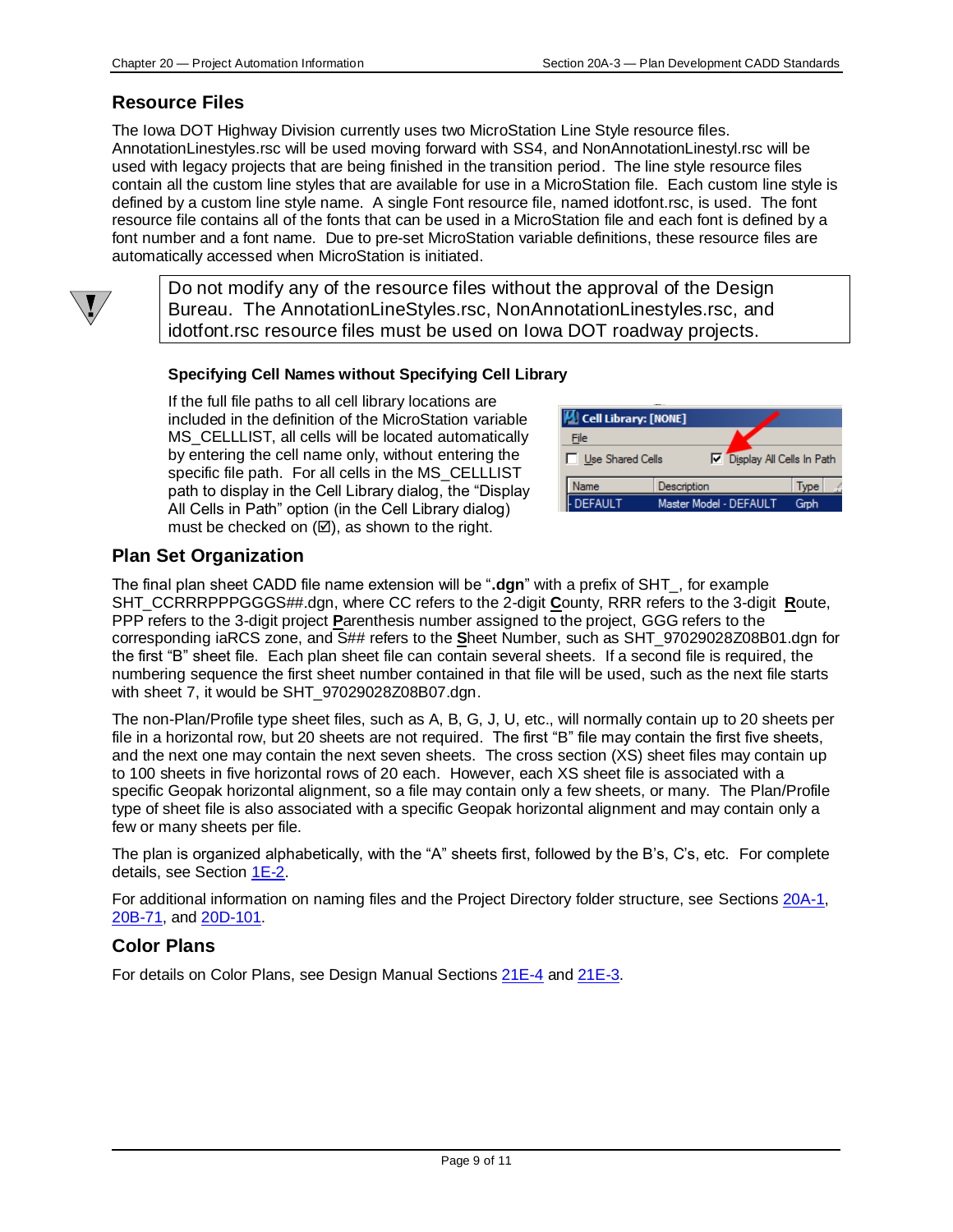## Resource Files

The Iowa DOT Highway Division currently uses two MicroStation Line Style resource files. AnnotationLinestyles.rsc will be used moving forward with SS4, and NonAnnotationLinestyl.rsc will be used with legacy projects that are being finished in the transition period. The line style resource files contain all the custom line styles that are available for use in a MicroStation file. Each custom line style is defined by a custom line style name. A single Font resource file, named idotfont.rsc, is used. The font resource file contains all of the fonts that can be used in a MicroStation file and each font is defined by a font number and a font name. Due to pre-set MicroStation variable definitions, these resource files are automatically accessed when MicroStation is initiated.

> Do not modify any of the resource files without the approval of the Design Bureau. The AnnotationLineStyles.rsc, NonAnnotationLinestyles.rsc, and idotfont.rsc resource files must be used on Iowa DOT roadway projects.

#### Specifying Cell Names without Specifying Cell Library

If the full file paths to all cell library locations are included in the definition of the MicroStation variable MS_CELLLIST, all cells will be located automatically by entering the cell name only, without entering the specific file path. For all cells in the MS_CELLLIST path to display in the Cell Library dialog, the "Display All Cells in Path" option (in the Cell Library dialog) must be checked on (☑), as shown to the right.

## Plan Set Organization

The final plan sheet CADD file name extension will be "**.dgn**" with a prefix of SHT_, for example SHT_CCRRRPPPGGGS##.dgn, where CC refers to the 2-digit **C**ounty, RRR refers to the 3-digit **R**oute, PPP refers to the 3-digit project **P**arenthesis number assigned to the project, GGG refers to the corresponding iaRCS zone, and S## refers to the **S**heet Number, such as SHT_97029028Z08B01.dgn for the first "B" sheet file. Each plan sheet file can contain several sheets. If a second file is required, the numbering sequence the first sheet number contained in that file will be used, such as the next file starts with sheet 7, it would be SHT_97029028Z08B07.dgn.

The non-Plan/Profile type sheet files, such as A, B, G, J, U, etc., will normally contain up to 20 sheets per file in a horizontal row, but 20 sheets are not required. The first "B" file may contain the first five sheets, and the next one may contain the next seven sheets. The cross section (XS) sheet files may contain up to 100 sheets in five horizontal rows of 20 each. However, each XS sheet file is associated with a specific Geopak horizontal alignment, so a file may contain only a few sheets, or many. The Plan/Profile type of sheet file is also associated with a specific Geopak horizontal alignment and may contain only a few or many sheets per file.

The plan is organized alphabetically, with the "A" sheets first, followed by the B's, C's, etc. For complete details, see Section 1E-2.

For additional information on naming files and the Project Directory folder structure, see Sections 20A-1, 20B-71, and 20D-101.

## Color Plans

For details on Color Plans, see Design Manual Sections 21E-4 and 21E-3.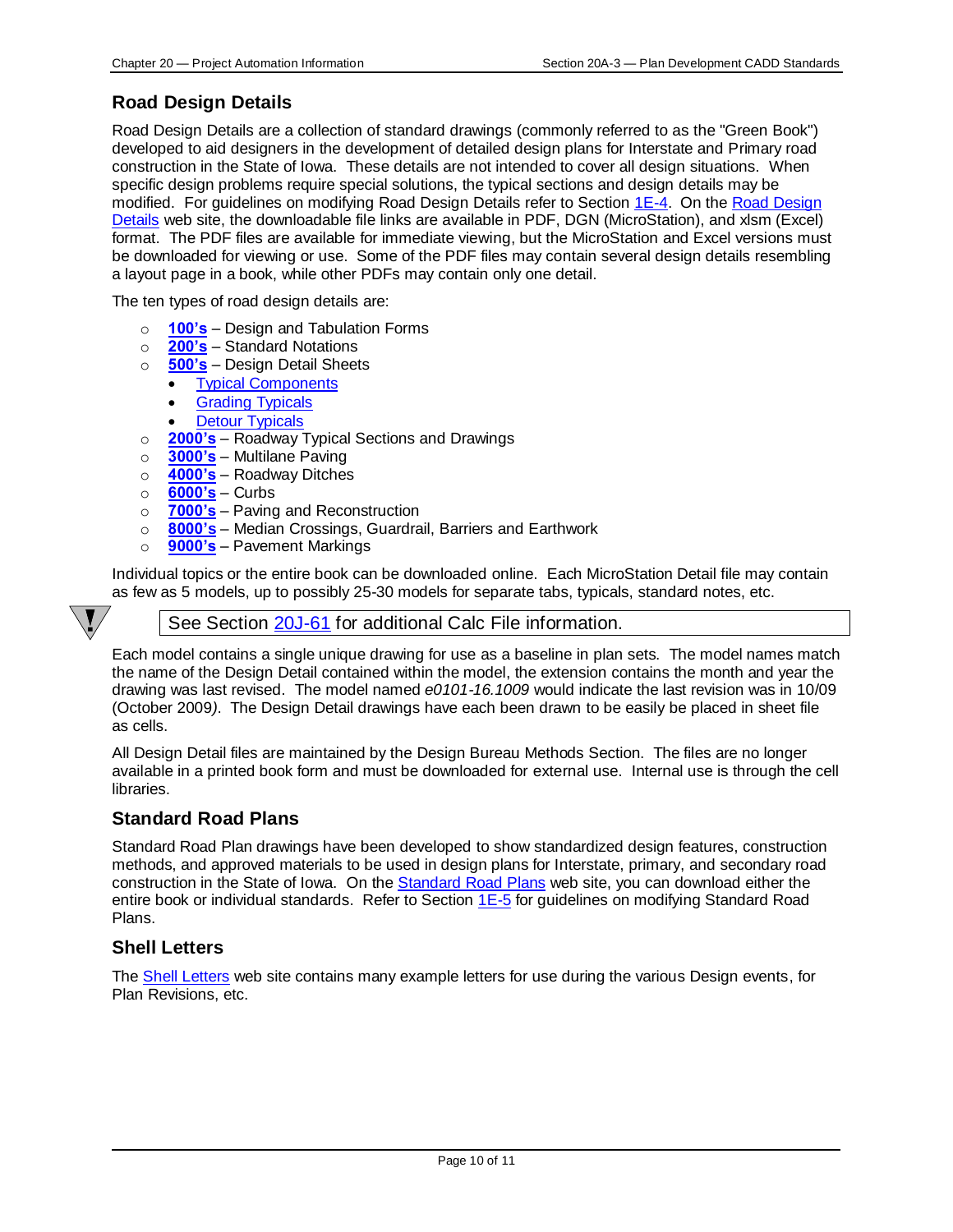## Road Design Details

Road Design Details are a collection of standard drawings (commonly referred to as the "Green Book") developed to aid designers in the development of detailed design plans for Interstate and Primary road construction in the State of Iowa. These details are not intended to cover all design situations. When specific design problems require special solutions, the typical sections and design details may be modified. For guidelines on modifying Road Design Details refer to Section 1E-4. On the Road Design Details web site, the downloadable file links are available in PDF, DGN (MicroStation), and xlsm (Excel) format. The PDF files are available for immediate viewing, but the MicroStation and Excel versions must be downloaded for viewing or use. Some of the PDF files may contain several design details resembling a layout page in a book, while other PDFs may contain only one detail.

The ten types of road design details are:

- **100's** – Design and Tabulation Forms
- **200's** – Standard Notations
- **500's** – Design Detail Sheets
  - Typical Components
  - Grading Typicals
  - Detour Typicals
- **2000's** – Roadway Typical Sections and Drawings
- **3000's** – Multilane Paving
- **4000's** – Roadway Ditches
- **6000's** – Curbs
- **7000's** – Paving and Reconstruction
- **8000's** – Median Crossings, Guardrail, Barriers and Earthwork
- **9000's** – Pavement Markings

Individual topics or the entire book can be downloaded online. Each MicroStation Detail file may contain as few as 5 models, up to possibly 25-30 models for separate tabs, typicals, standard notes, etc.

> See Section 20J-61 for additional Calc File information.

Each model contains a single unique drawing for use as a baseline in plan sets. The model names match the name of the Design Detail contained within the model, the extension contains the month and year the drawing was last revised. The model named *e0101-16.1009* would indicate the last revision was in 10/09 (October 2009). The Design Detail drawings have each been drawn to be easily be placed in sheet file as cells.

All Design Detail files are maintained by the Design Bureau Methods Section. The files are no longer available in a printed book form and must be downloaded for external use. Internal use is through the cell libraries.

## Standard Road Plans

Standard Road Plan drawings have been developed to show standardized design features, construction methods, and approved materials to be used in design plans for Interstate, primary, and secondary road construction in the State of Iowa. On the Standard Road Plans web site, you can download either the entire book or individual standards. Refer to Section 1E-5 for guidelines on modifying Standard Road Plans.

## Shell Letters

The Shell Letters web site contains many example letters for use during the various Design events, for Plan Revisions, etc.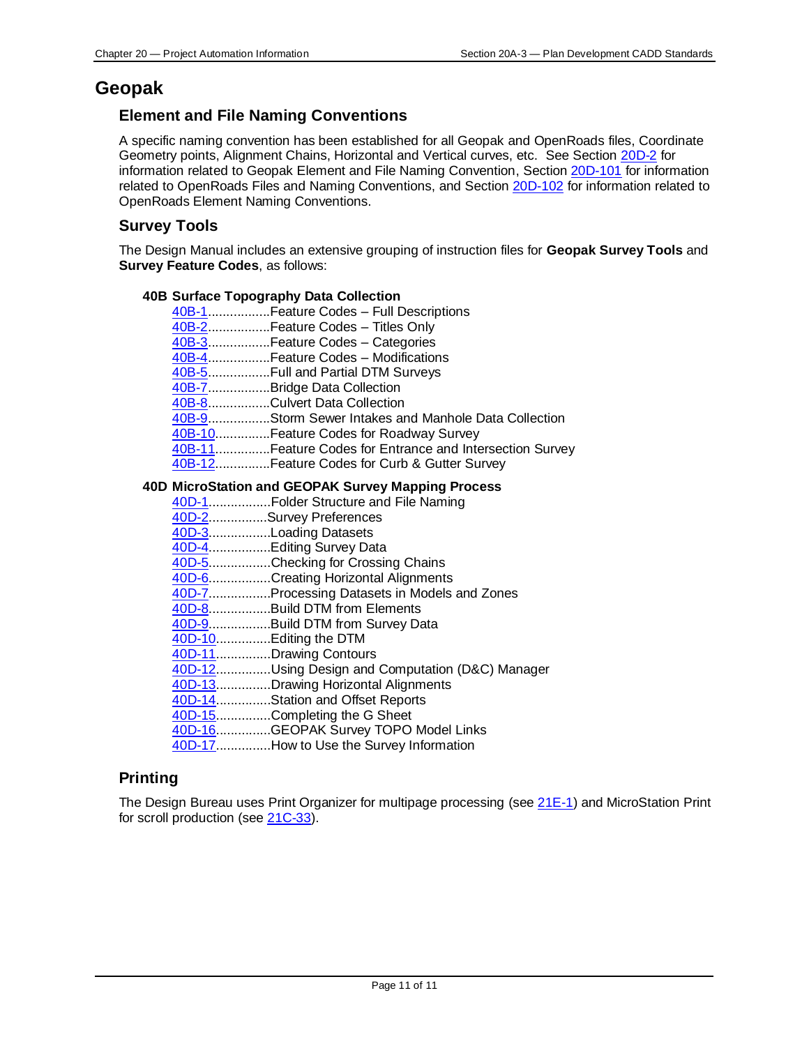# Geopak

## Element and File Naming Conventions

A specific naming convention has been established for all Geopak and OpenRoads files, Coordinate Geometry points, Alignment Chains, Horizontal and Vertical curves, etc. See Section 20D-2 for information related to Geopak Element and File Naming Convention, Section 20D-101 for information related to OpenRoads Files and Naming Conventions, and Section 20D-102 for information related to OpenRoads Element Naming Conventions.

## Survey Tools

The Design Manual includes an extensive grouping of instruction files for **Geopak Survey Tools** and **Survey Feature Codes**, as follows:

**40B Surface Topography Data Collection**

- 40B-1................Feature Codes – Full Descriptions
- 40B-2................Feature Codes – Titles Only
- 40B-3................Feature Codes – Categories
- 40B-4................Feature Codes – Modifications
- 40B-5................Full and Partial DTM Surveys
- 40B-7................Bridge Data Collection
- 40B-8................Culvert Data Collection
- 40B-9................Storm Sewer Intakes and Manhole Data Collection
- 40B-10..............Feature Codes for Roadway Survey
- 40B-11..............Feature Codes for Entrance and Intersection Survey
- 40B-12..............Feature Codes for Curb & Gutter Survey

**40D MicroStation and GEOPAK Survey Mapping Process**

- 40D-1................Folder Structure and File Naming
- 40D-2................Survey Preferences
- 40D-3................Loading Datasets
- 40D-4................Editing Survey Data
- 40D-5................Checking for Crossing Chains
- 40D-6................Creating Horizontal Alignments
- 40D-7................Processing Datasets in Models and Zones
- 40D-8................Build DTM from Elements
- 40D-9................Build DTM from Survey Data
- 40D-10..............Editing the DTM
- 40D-11..............Drawing Contours
- 40D-12..............Using Design and Computation (D&C) Manager
- 40D-13..............Drawing Horizontal Alignments
- 40D-14..............Station and Offset Reports
- 40D-15..............Completing the G Sheet
- 40D-16..............GEOPAK Survey TOPO Model Links
- 40D-17..............How to Use the Survey Information

## Printing

The Design Bureau uses Print Organizer for multipage processing (see 21E-1) and MicroStation Print for scroll production (see 21C-33).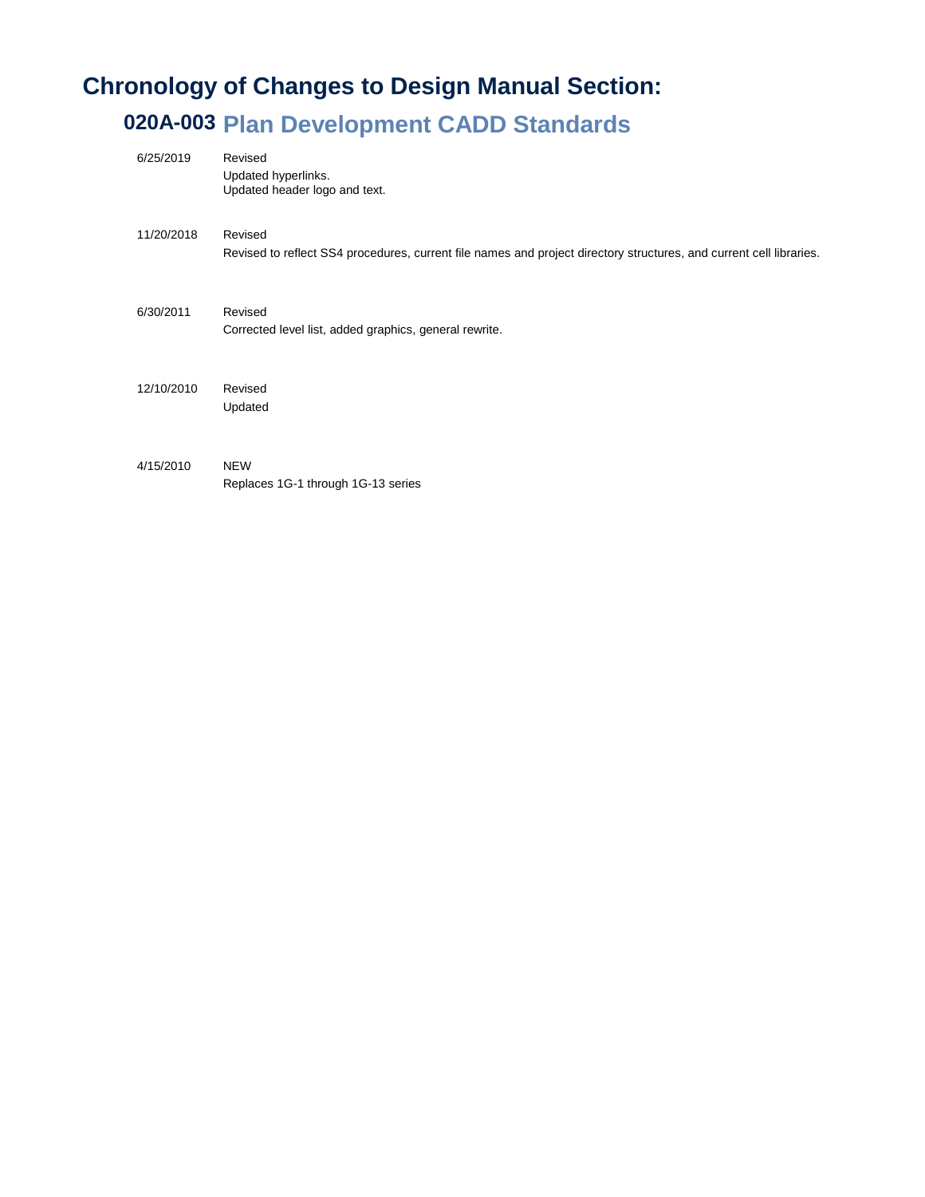# Chronology of Changes to Design Manual Section:

## 020A-003 Plan Development CADD Standards

| | | |
|---|---|---|
| 6/25/2019 | Revised | Updated hyperlinks.<br>Updated header logo and text. |
| 11/20/2018 | Revised | Revised to reflect SS4 procedures, current file names and project directory structures, and current cell libraries. |
| 6/30/2011 | Revised | Corrected level list, added graphics, general rewrite. |
| 12/10/2010 | Revised | Updated |
| 4/15/2010 | NEW | Replaces 1G-1 through 1G-13 series |